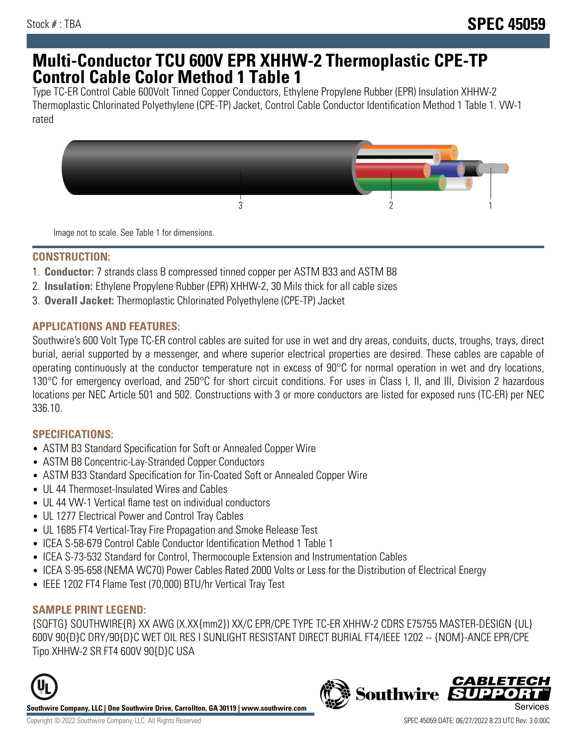Stock # : TBA

# SPEC 45059

# Multi-Conductor TCU 600V EPR XHHW-2 Thermoplastic CPE-TP Control Cable Color Method 1 Table 1

Type TC-ER Control Cable 600Volt Tinned Copper Conductors, Ethylene Propylene Rubber (EPR) Insulation XHHW-2 Thermoplastic Chlorinated Polyethylene (CPE-TP) Jacket, Control Cable Conductor Identification Method 1 Table 1. VW-1 rated

Image not to scale. See Table 1 for dimensions.

## CONSTRUCTION:

1. **Conductor:** 7 strands class B compressed tinned copper per ASTM B33 and ASTM B8
2. **Insulation:** Ethylene Propylene Rubber (EPR) XHHW-2, 30 Mils thick for all cable sizes
3. **Overall Jacket:** Thermoplastic Chlorinated Polyethylene (CPE-TP) Jacket

## APPLICATIONS AND FEATURES:

Southwire's 600 Volt Type TC-ER control cables are suited for use in wet and dry areas, conduits, ducts, troughs, trays, direct burial, aerial supported by a messenger, and where superior electrical properties are desired. These cables are capable of operating continuously at the conductor temperature not in excess of 90°C for normal operation in wet and dry locations, 130°C for emergency overload, and 250°C for short circuit conditions. For uses in Class I, II, and III, Division 2 hazardous locations per NEC Article 501 and 502. Constructions with 3 or more conductors are listed for exposed runs (TC-ER) per NEC 336.10.

## SPECIFICATIONS:

- ASTM B3 Standard Specification for Soft or Annealed Copper Wire
- ASTM B8 Concentric-Lay-Stranded Copper Conductors
- ASTM B33 Standard Specification for Tin-Coated Soft or Annealed Copper Wire
- UL 44 Thermoset-Insulated Wires and Cables
- UL 44 VW-1 Vertical flame test on individual conductors
- UL 1277 Electrical Power and Control Tray Cables
- UL 1685 FT4 Vertical-Tray Fire Propagation and Smoke Release Test
- ICEA S-58-679 Control Cable Conductor Identification Method 1 Table 1
- ICEA S-73-532 Standard for Control, Thermocouple Extension and Instrumentation Cables
- ICEA S-95-658 (NEMA WC70) Power Cables Rated 2000 Volts or Less for the Distribution of Electrical Energy
- IEEE 1202 FT4 Flame Test (70,000) BTU/hr Vertical Tray Test

## SAMPLE PRINT LEGEND:

{SQFTG} SOUTHWIRE{R} XX AWG (X.XX{mm2}) XX/C EPR/CPE TYPE TC-ER XHHW-2 CDRS E75755 MASTER-DESIGN {UL} 600V 90{D}C DRY/90{D}C WET OIL RES I SUNLIGHT RESISTANT DIRECT BURIAL FT4/IEEE 1202 -- {NOM}-ANCE EPR/CPE Tipo XHHW-2 SR FT4 600V 90{D}C USA

**Southwire Company, LLC | One Southwire Drive, Carrollton, GA 30119 | www.southwire.com**

Copyright © 2022 Southwire Company, LLC. All Rights Reserved

SPEC 45059 DATE: 06/27/2022 8:23 UTC Rev: 3.0.00C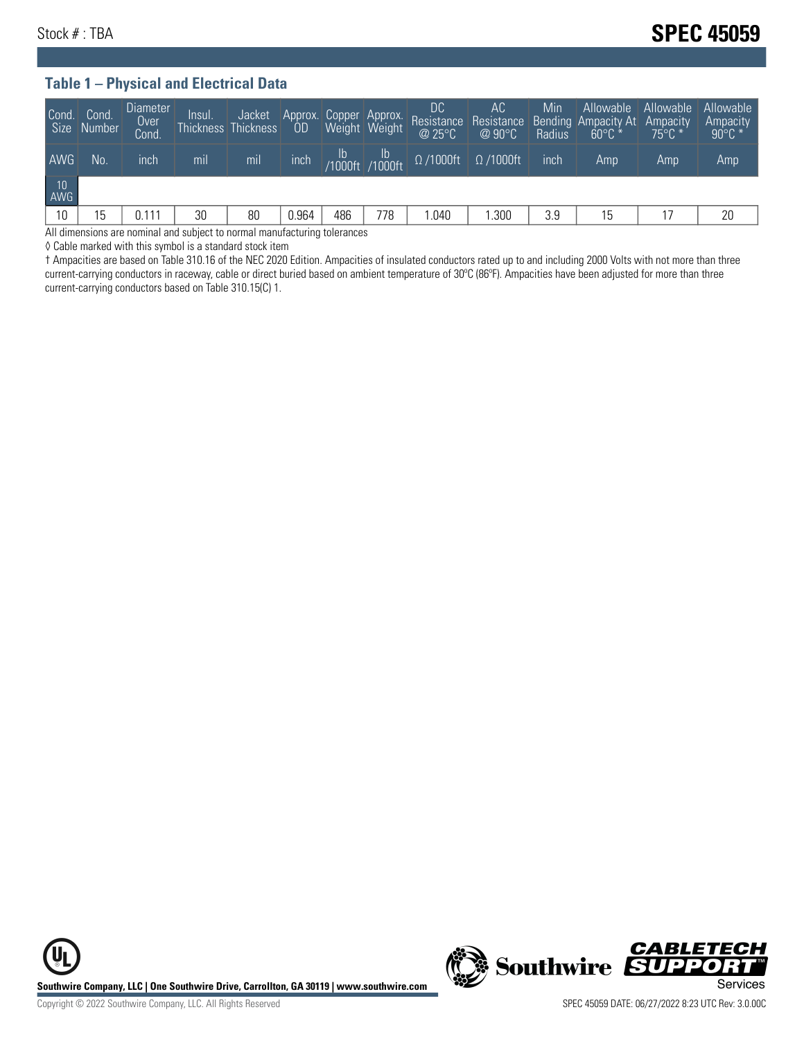### Table 1 – Physical and Electrical Data

| Cond. Size | Cond. Number | Diameter Over Cond. | Insul. Thickness | Jacket Thickness | Approx. OD | Copper Weight | Approx. Weight | DC Resistance @ 25°C | AC Resistance @ 90°C | Min Bending Radius | Allowable Ampacity At 60°C * | Allowable Ampacity 75°C * | Allowable Ampacity 90°C * |
|---|---|---|---|---|---|---|---|---|---|---|---|---|---|
| AWG | No. | inch | mil | mil | inch | lb /1000ft | lb /1000ft | Ω /1000ft | Ω /1000ft | inch | Amp | Amp | Amp |
| 10 AWG | | | | | | | | | | | | | |
| 10 | 15 | 0.111 | 30 | 80 | 0.964 | 486 | 778 | 1.040 | 1.300 | 3.9 | 15 | 17 | 20 |

All dimensions are nominal and subject to normal manufacturing tolerances

◊ Cable marked with this symbol is a standard stock item

† Ampacities are based on Table 310.16 of the NEC 2020 Edition. Ampacities of insulated conductors rated up to and including 2000 Volts with not more than three current-carrying conductors in raceway, cable or direct buried based on ambient temperature of 30ºC (86ºF). Ampacities have been adjusted for more than three current-carrying conductors based on Table 310.15(C) 1.

**Southwire Company, LLC | One Southwire Drive, Carrollton, GA 30119 | www.southwire.com**

Copyright © 2022 Southwire Company, LLC. All Rights Reserved

SPEC 45059 DATE: 06/27/2022 8:23 UTC Rev: 3.0.00C